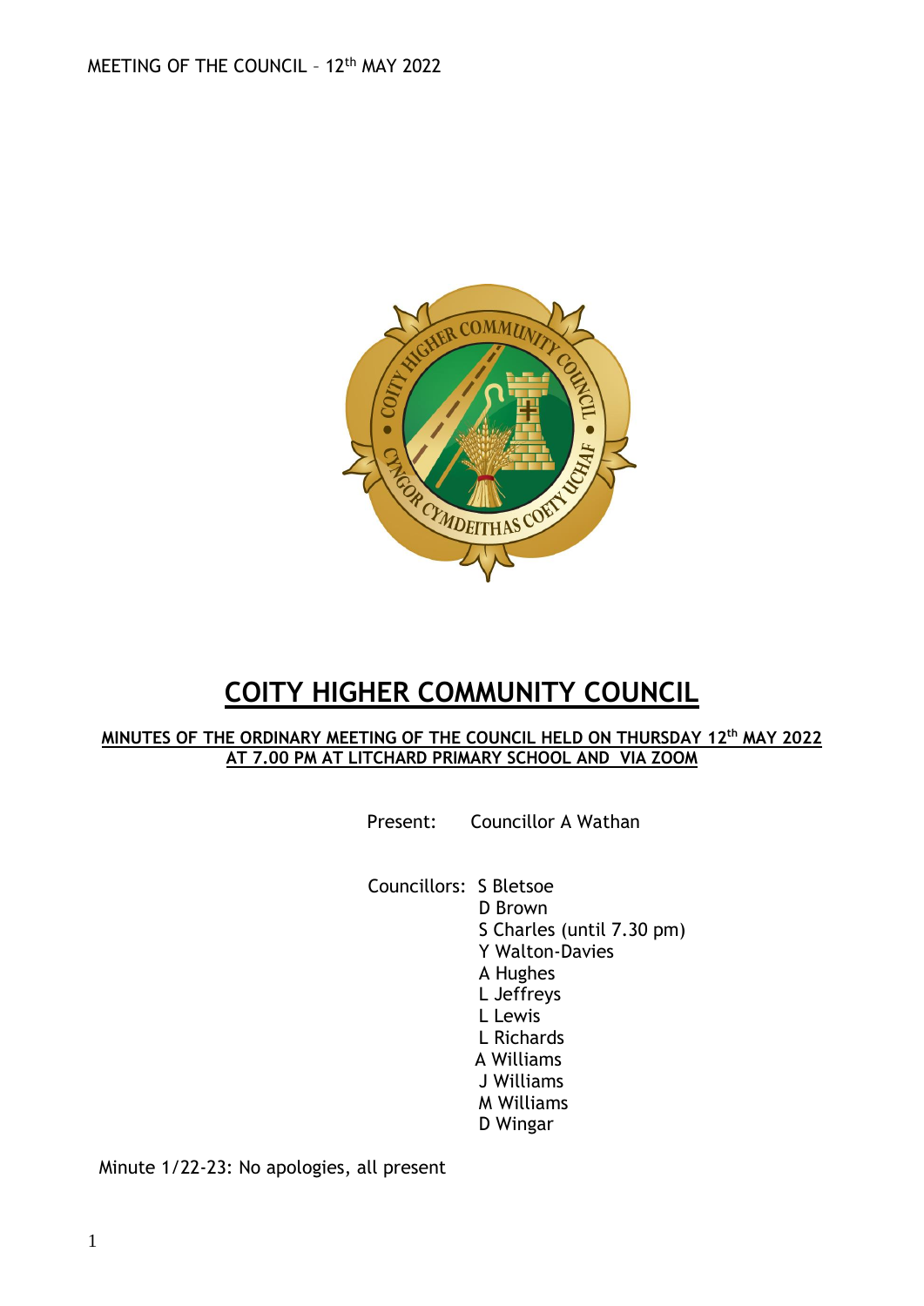# COITY HIGHER COMMUNITY COUNCIL

**MINUTES OF THE ORDINARY MEETING OF THE COUNCIL HELD ON THURSDAY 12th MAY 2022 AT 7.00 PM AT LITCHARD PRIMARY SCHOOL AND VIA ZOOM**

Present: Councillor A Wathan

Councillors: S Bletsoe
D Brown
S Charles (until 7.30 pm)
Y Walton-Davies
A Hughes
L Jeffreys
L Lewis
L Richards
A Williams
J Williams
M Williams
D Wingar

Minute 1/22-23: No apologies, all present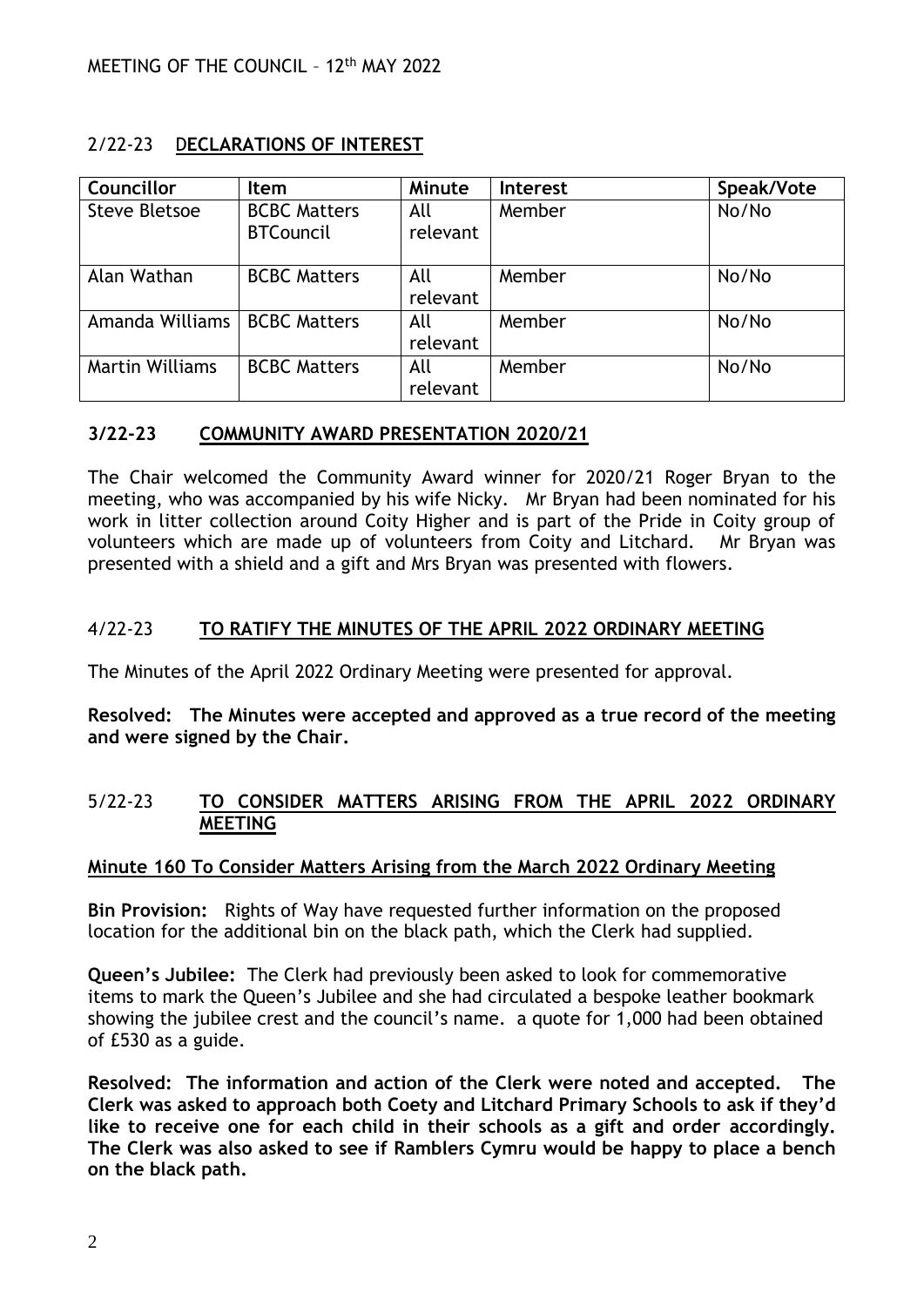MEETING OF THE COUNCIL – 12th MAY 2022

## 2/22-23 DECLARATIONS OF INTEREST

| Councillor | Item | Minute | Interest | Speak/Vote |
|---|---|---|---|---|
| Steve Bletsoe | BCBC Matters BTCouncil | All relevant | Member | No/No |
| Alan Wathan | BCBC Matters | All relevant | Member | No/No |
| Amanda Williams | BCBC Matters | All relevant | Member | No/No |
| Martin Williams | BCBC Matters | All relevant | Member | No/No |

## 3/22-23 COMMUNITY AWARD PRESENTATION 2020/21

The Chair welcomed the Community Award winner for 2020/21 Roger Bryan to the meeting, who was accompanied by his wife Nicky. Mr Bryan had been nominated for his work in litter collection around Coity Higher and is part of the Pride in Coity group of volunteers which are made up of volunteers from Coity and Litchard. Mr Bryan was presented with a shield and a gift and Mrs Bryan was presented with flowers.

## 4/22-23 TO RATIFY THE MINUTES OF THE APRIL 2022 ORDINARY MEETING

The Minutes of the April 2022 Ordinary Meeting were presented for approval.

**Resolved: The Minutes were accepted and approved as a true record of the meeting and were signed by the Chair.**

## 5/22-23 TO CONSIDER MATTERS ARISING FROM THE APRIL 2022 ORDINARY MEETING

### Minute 160 To Consider Matters Arising from the March 2022 Ordinary Meeting

**Bin Provision:** Rights of Way have requested further information on the proposed location for the additional bin on the black path, which the Clerk had supplied.

**Queen's Jubilee:** The Clerk had previously been asked to look for commemorative items to mark the Queen's Jubilee and she had circulated a bespoke leather bookmark showing the jubilee crest and the council's name. a quote for 1,000 had been obtained of £530 as a guide.

**Resolved: The information and action of the Clerk were noted and accepted. The Clerk was asked to approach both Coety and Litchard Primary Schools to ask if they'd like to receive one for each child in their schools as a gift and order accordingly. The Clerk was also asked to see if Ramblers Cymru would be happy to place a bench on the black path.**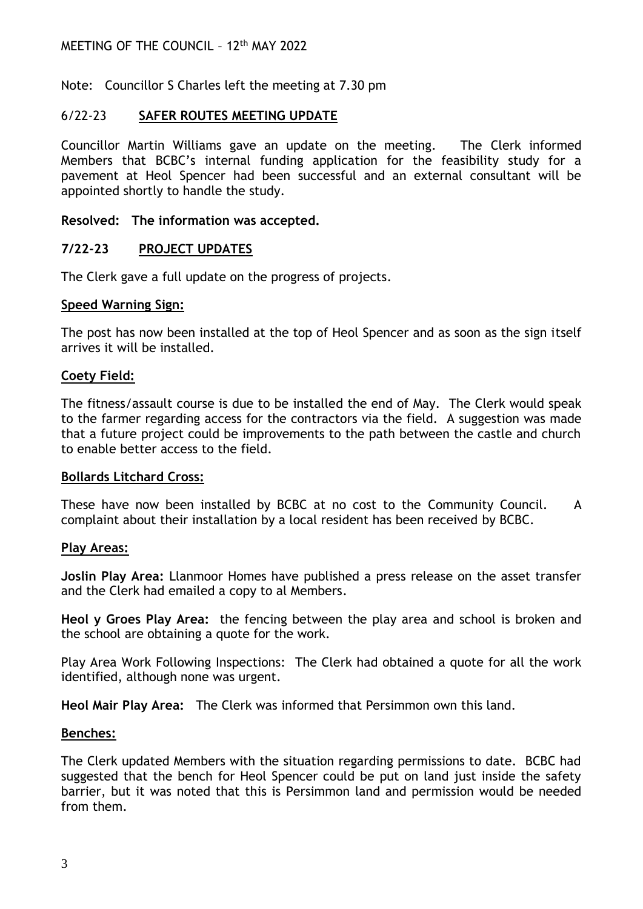Note: Councillor S Charles left the meeting at 7.30 pm

## 6/22-23 SAFER ROUTES MEETING UPDATE

Councillor Martin Williams gave an update on the meeting. The Clerk informed Members that BCBC's internal funding application for the feasibility study for a pavement at Heol Spencer had been successful and an external consultant will be appointed shortly to handle the study.

**Resolved: The information was accepted.**

## 7/22-23 PROJECT UPDATES

The Clerk gave a full update on the progress of projects.

### Speed Warning Sign:

The post has now been installed at the top of Heol Spencer and as soon as the sign itself arrives it will be installed.

### Coety Field:

The fitness/assault course is due to be installed the end of May. The Clerk would speak to the farmer regarding access for the contractors via the field. A suggestion was made that a future project could be improvements to the path between the castle and church to enable better access to the field.

### Bollards Litchard Cross:

These have now been installed by BCBC at no cost to the Community Council. A complaint about their installation by a local resident has been received by BCBC.

### Play Areas:

**Joslin Play Area:** Llanmoor Homes have published a press release on the asset transfer and the Clerk had emailed a copy to al Members.

**Heol y Groes Play Area:** the fencing between the play area and school is broken and the school are obtaining a quote for the work.

Play Area Work Following Inspections: The Clerk had obtained a quote for all the work identified, although none was urgent.

**Heol Mair Play Area:** The Clerk was informed that Persimmon own this land.

### Benches:

The Clerk updated Members with the situation regarding permissions to date. BCBC had suggested that the bench for Heol Spencer could be put on land just inside the safety barrier, but it was noted that this is Persimmon land and permission would be needed from them.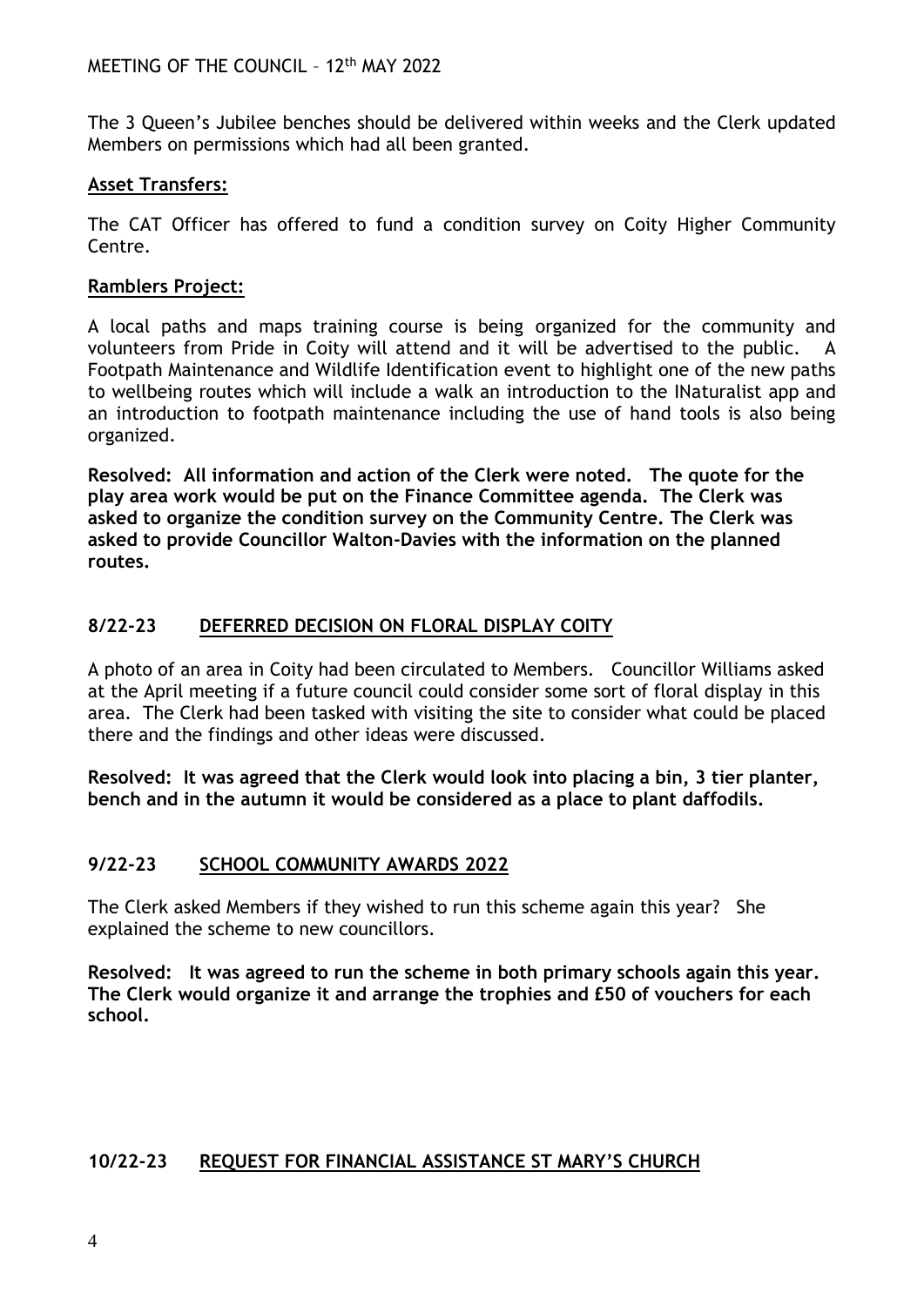The 3 Queen's Jubilee benches should be delivered within weeks and the Clerk updated Members on permissions which had all been granted.

**Asset Transfers:**

The CAT Officer has offered to fund a condition survey on Coity Higher Community Centre.

**Ramblers Project:**

A local paths and maps training course is being organized for the community and volunteers from Pride in Coity will attend and it will be advertised to the public. A Footpath Maintenance and Wildlife Identification event to highlight one of the new paths to wellbeing routes which will include a walk an introduction to the INaturalist app and an introduction to footpath maintenance including the use of hand tools is also being organized.

**Resolved: All information and action of the Clerk were noted. The quote for the play area work would be put on the Finance Committee agenda. The Clerk was asked to organize the condition survey on the Community Centre. The Clerk was asked to provide Councillor Walton-Davies with the information on the planned routes.**

## 8/22-23 DEFERRED DECISION ON FLORAL DISPLAY COITY

A photo of an area in Coity had been circulated to Members. Councillor Williams asked at the April meeting if a future council could consider some sort of floral display in this area. The Clerk had been tasked with visiting the site to consider what could be placed there and the findings and other ideas were discussed.

**Resolved: It was agreed that the Clerk would look into placing a bin, 3 tier planter, bench and in the autumn it would be considered as a place to plant daffodils.**

## 9/22-23 SCHOOL COMMUNITY AWARDS 2022

The Clerk asked Members if they wished to run this scheme again this year? She explained the scheme to new councillors.

**Resolved: It was agreed to run the scheme in both primary schools again this year. The Clerk would organize it and arrange the trophies and £50 of vouchers for each school.**

## 10/22-23 REQUEST FOR FINANCIAL ASSISTANCE ST MARY'S CHURCH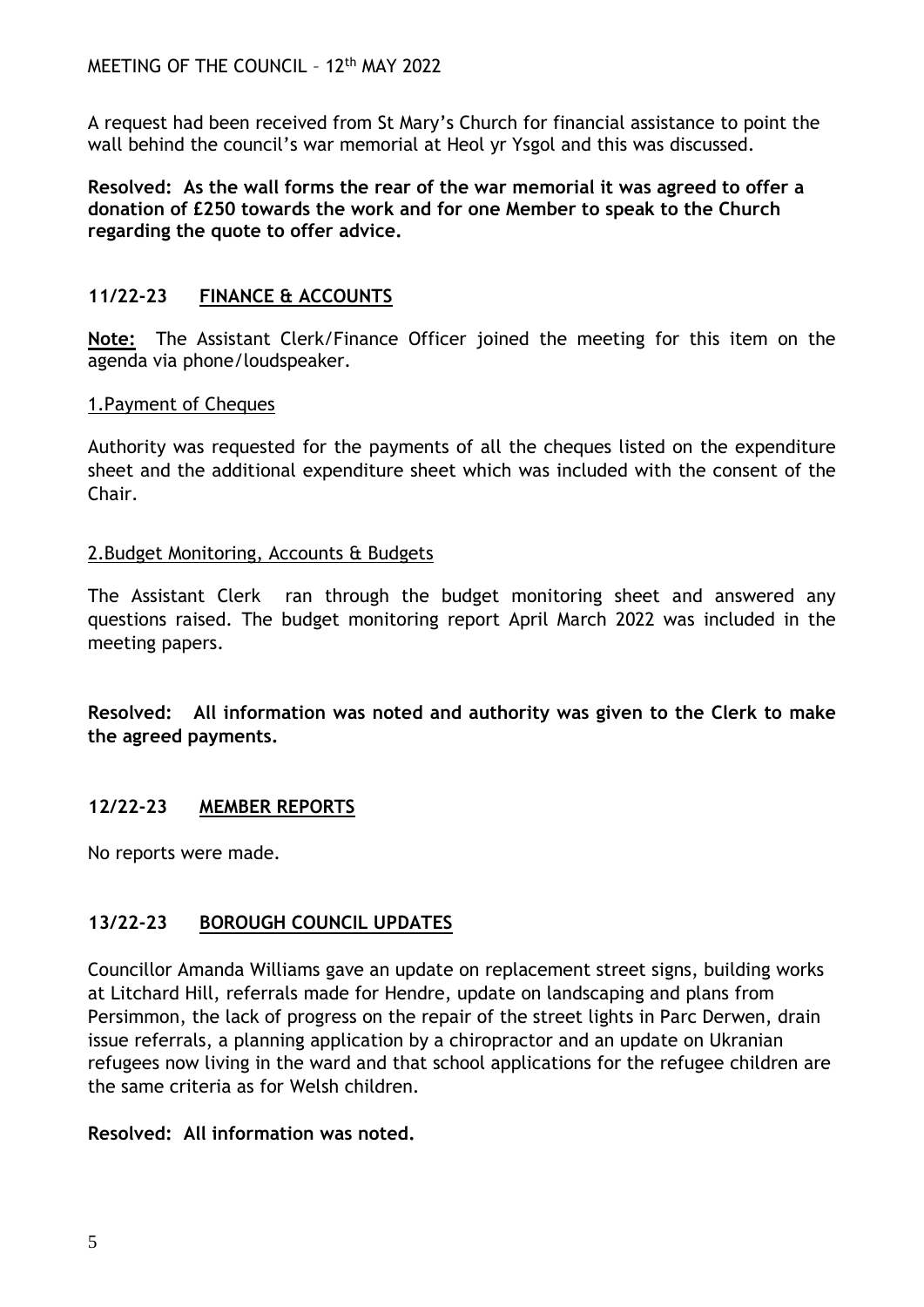A request had been received from St Mary's Church for financial assistance to point the wall behind the council's war memorial at Heol yr Ysgol and this was discussed.

**Resolved: As the wall forms the rear of the war memorial it was agreed to offer a donation of £250 towards the work and for one Member to speak to the Church regarding the quote to offer advice.**

## 11/22-23 FINANCE & ACCOUNTS

**Note:** The Assistant Clerk/Finance Officer joined the meeting for this item on the agenda via phone/loudspeaker.

1.Payment of Cheques

Authority was requested for the payments of all the cheques listed on the expenditure sheet and the additional expenditure sheet which was included with the consent of the Chair.

2.Budget Monitoring, Accounts & Budgets

The Assistant Clerk ran through the budget monitoring sheet and answered any questions raised. The budget monitoring report April March 2022 was included in the meeting papers.

**Resolved: All information was noted and authority was given to the Clerk to make the agreed payments.**

## 12/22-23 MEMBER REPORTS

No reports were made.

## 13/22-23 BOROUGH COUNCIL UPDATES

Councillor Amanda Williams gave an update on replacement street signs, building works at Litchard Hill, referrals made for Hendre, update on landscaping and plans from Persimmon, the lack of progress on the repair of the street lights in Parc Derwen, drain issue referrals, a planning application by a chiropractor and an update on Ukranian refugees now living in the ward and that school applications for the refugee children are the same criteria as for Welsh children.

**Resolved: All information was noted.**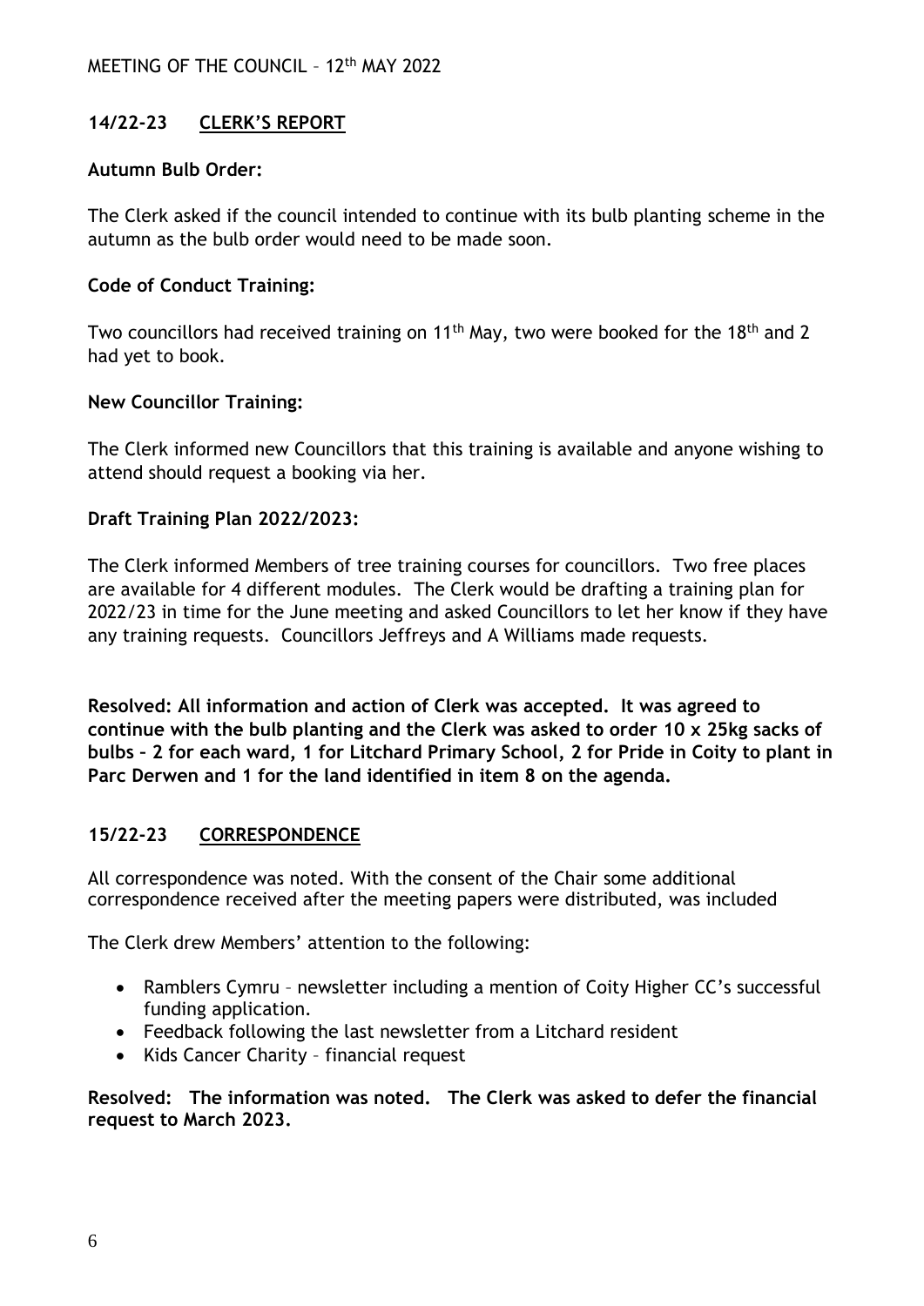MEETING OF THE COUNCIL – 12th MAY 2022

## 14/22-23 CLERK'S REPORT

**Autumn Bulb Order:**

The Clerk asked if the council intended to continue with its bulb planting scheme in the autumn as the bulb order would need to be made soon.

**Code of Conduct Training:**

Two councillors had received training on 11th May, two were booked for the 18th and 2 had yet to book.

**New Councillor Training:**

The Clerk informed new Councillors that this training is available and anyone wishing to attend should request a booking via her.

**Draft Training Plan 2022/2023:**

The Clerk informed Members of tree training courses for councillors. Two free places are available for 4 different modules. The Clerk would be drafting a training plan for 2022/23 in time for the June meeting and asked Councillors to let her know if they have any training requests. Councillors Jeffreys and A Williams made requests.

**Resolved: All information and action of Clerk was accepted. It was agreed to continue with the bulb planting and the Clerk was asked to order 10 x 25kg sacks of bulbs – 2 for each ward, 1 for Litchard Primary School, 2 for Pride in Coity to plant in Parc Derwen and 1 for the land identified in item 8 on the agenda.**

## 15/22-23 CORRESPONDENCE

All correspondence was noted. With the consent of the Chair some additional correspondence received after the meeting papers were distributed, was included

The Clerk drew Members' attention to the following:

- Ramblers Cymru – newsletter including a mention of Coity Higher CC's successful funding application.
- Feedback following the last newsletter from a Litchard resident
- Kids Cancer Charity – financial request

**Resolved: The information was noted. The Clerk was asked to defer the financial request to March 2023.**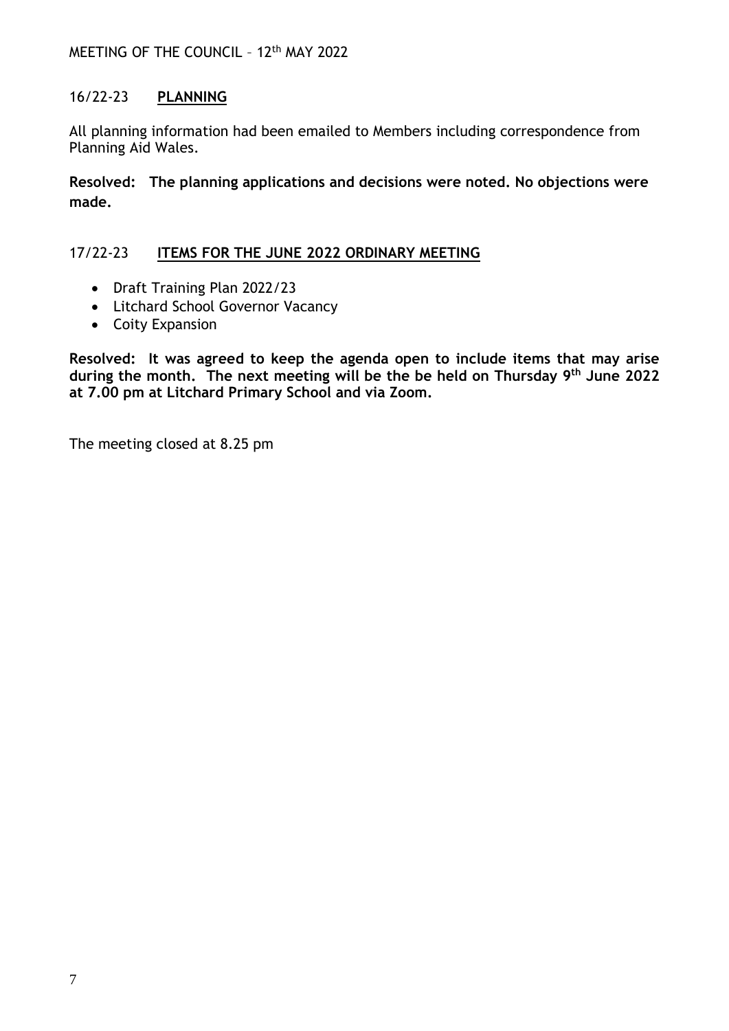### 16/22-23 **PLANNING**

All planning information had been emailed to Members including correspondence from Planning Aid Wales.

**Resolved: The planning applications and decisions were noted. No objections were made.**

### 17/22-23 **ITEMS FOR THE JUNE 2022 ORDINARY MEETING**

- Draft Training Plan 2022/23
- Litchard School Governor Vacancy
- Coity Expansion

**Resolved: It was agreed to keep the agenda open to include items that may arise during the month. The next meeting will be the be held on Thursday 9th June 2022 at 7.00 pm at Litchard Primary School and via Zoom.**

The meeting closed at 8.25 pm